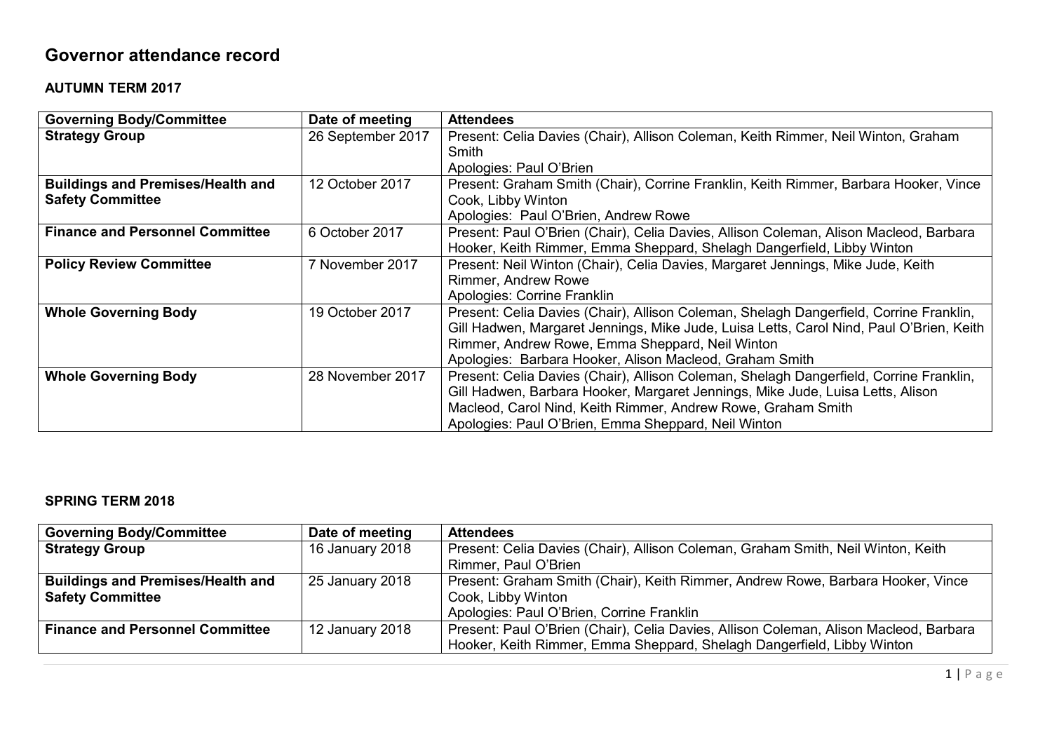# Governor attendance record

## AUTUMN TERM 2017

| Governing Body/Committee | Date of meeting | Attendees |
|---|---|---|
| **Strategy Group** | 26 September 2017 | Present: Celia Davies (Chair), Allison Coleman, Keith Rimmer, Neil Winton, Graham Smith<br>Apologies: Paul O'Brien |
| **Buildings and Premises/Health and Safety Committee** | 12 October 2017 | Present: Graham Smith (Chair), Corrine Franklin, Keith Rimmer, Barbara Hooker, Vince Cook, Libby Winton<br>Apologies: Paul O'Brien, Andrew Rowe |
| **Finance and Personnel Committee** | 6 October 2017 | Present: Paul O'Brien (Chair), Celia Davies, Allison Coleman, Alison Macleod, Barbara Hooker, Keith Rimmer, Emma Sheppard, Shelagh Dangerfield, Libby Winton |
| **Policy Review Committee** | 7 November 2017 | Present: Neil Winton (Chair), Celia Davies, Margaret Jennings, Mike Jude, Keith Rimmer, Andrew Rowe<br>Apologies: Corrine Franklin |
| **Whole Governing Body** | 19 October 2017 | Present: Celia Davies (Chair), Allison Coleman, Shelagh Dangerfield, Corrine Franklin, Gill Hadwen, Margaret Jennings, Mike Jude, Luisa Letts, Carol Nind, Paul O'Brien, Keith Rimmer, Andrew Rowe, Emma Sheppard, Neil Winton<br>Apologies: Barbara Hooker, Alison Macleod, Graham Smith |
| **Whole Governing Body** | 28 November 2017 | Present: Celia Davies (Chair), Allison Coleman, Shelagh Dangerfield, Corrine Franklin, Gill Hadwen, Barbara Hooker, Margaret Jennings, Mike Jude, Luisa Letts, Alison Macleod, Carol Nind, Keith Rimmer, Andrew Rowe, Graham Smith<br>Apologies: Paul O'Brien, Emma Sheppard, Neil Winton |

## SPRING TERM 2018

| Governing Body/Committee | Date of meeting | Attendees |
|---|---|---|
| **Strategy Group** | 16 January 2018 | Present: Celia Davies (Chair), Allison Coleman, Graham Smith, Neil Winton, Keith Rimmer, Paul O'Brien |
| **Buildings and Premises/Health and Safety Committee** | 25 January 2018 | Present: Graham Smith (Chair), Keith Rimmer, Andrew Rowe, Barbara Hooker, Vince Cook, Libby Winton<br>Apologies: Paul O'Brien, Corrine Franklin |
| **Finance and Personnel Committee** | 12 January 2018 | Present: Paul O'Brien (Chair), Celia Davies, Allison Coleman, Alison Macleod, Barbara Hooker, Keith Rimmer, Emma Sheppard, Shelagh Dangerfield, Libby Winton |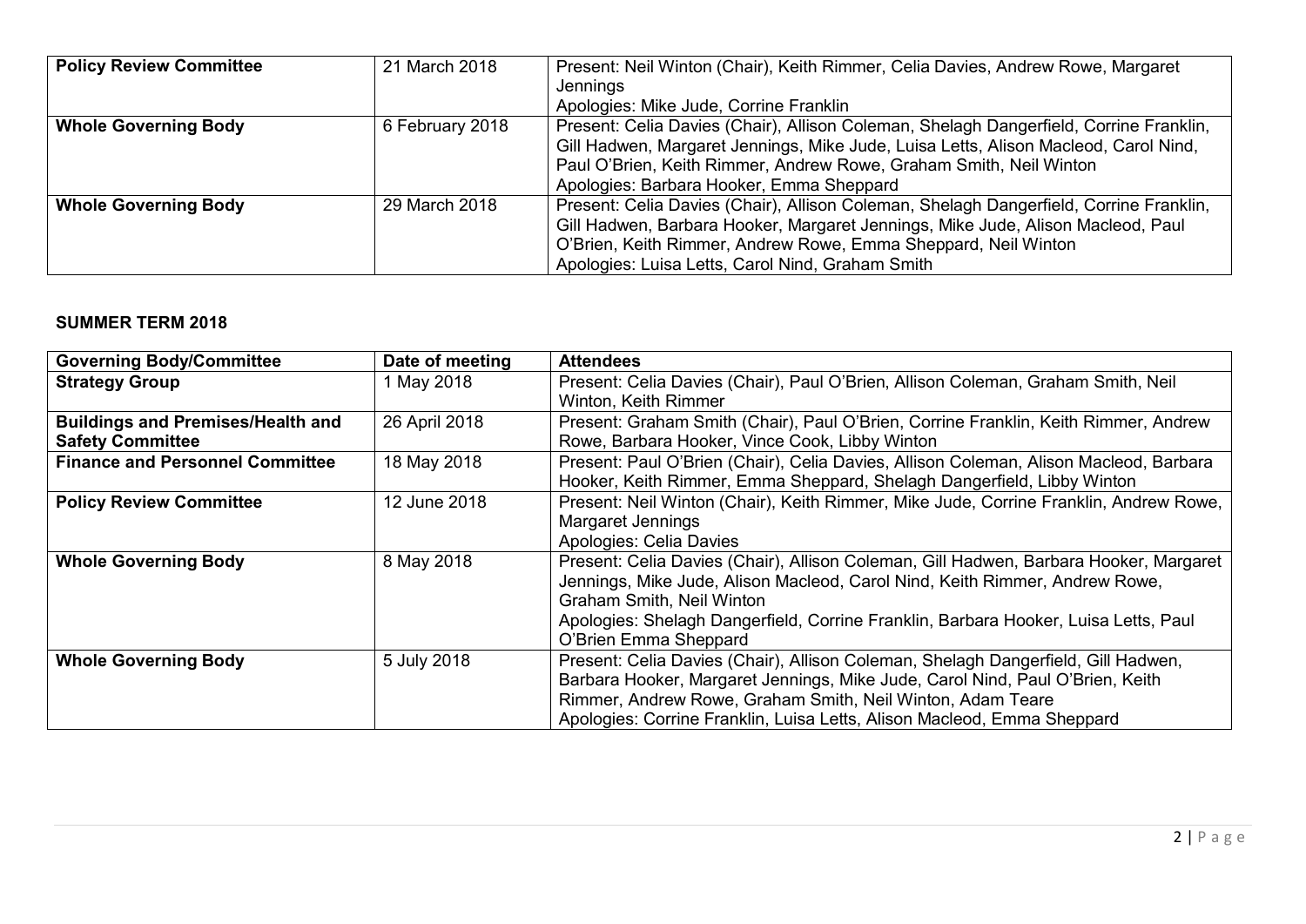| | | |
|---|---|---|
| **Policy Review Committee** | 21 March 2018 | Present: Neil Winton (Chair), Keith Rimmer, Celia Davies, Andrew Rowe, Margaret Jennings<br>Apologies: Mike Jude, Corrine Franklin |
| **Whole Governing Body** | 6 February 2018 | Present: Celia Davies (Chair), Allison Coleman, Shelagh Dangerfield, Corrine Franklin, Gill Hadwen, Margaret Jennings, Mike Jude, Luisa Letts, Alison Macleod, Carol Nind, Paul O'Brien, Keith Rimmer, Andrew Rowe, Graham Smith, Neil Winton<br>Apologies: Barbara Hooker, Emma Sheppard |
| **Whole Governing Body** | 29 March 2018 | Present: Celia Davies (Chair), Allison Coleman, Shelagh Dangerfield, Corrine Franklin, Gill Hadwen, Barbara Hooker, Margaret Jennings, Mike Jude, Alison Macleod, Paul O'Brien, Keith Rimmer, Andrew Rowe, Emma Sheppard, Neil Winton<br>Apologies: Luisa Letts, Carol Nind, Graham Smith |

**SUMMER TERM 2018**

| Governing Body/Committee | Date of meeting | Attendees |
|---|---|---|
| **Strategy Group** | 1 May 2018 | Present: Celia Davies (Chair), Paul O'Brien, Allison Coleman, Graham Smith, Neil Winton, Keith Rimmer |
| **Buildings and Premises/Health and Safety Committee** | 26 April 2018 | Present: Graham Smith (Chair), Paul O'Brien, Corrine Franklin, Keith Rimmer, Andrew Rowe, Barbara Hooker, Vince Cook, Libby Winton |
| **Finance and Personnel Committee** | 18 May 2018 | Present: Paul O'Brien (Chair), Celia Davies, Allison Coleman, Alison Macleod, Barbara Hooker, Keith Rimmer, Emma Sheppard, Shelagh Dangerfield, Libby Winton |
| **Policy Review Committee** | 12 June 2018 | Present: Neil Winton (Chair), Keith Rimmer, Mike Jude, Corrine Franklin, Andrew Rowe, Margaret Jennings<br>Apologies: Celia Davies |
| **Whole Governing Body** | 8 May 2018 | Present: Celia Davies (Chair), Allison Coleman, Gill Hadwen, Barbara Hooker, Margaret Jennings, Mike Jude, Alison Macleod, Carol Nind, Keith Rimmer, Andrew Rowe, Graham Smith, Neil Winton<br>Apologies: Shelagh Dangerfield, Corrine Franklin, Barbara Hooker, Luisa Letts, Paul O'Brien Emma Sheppard |
| **Whole Governing Body** | 5 July 2018 | Present: Celia Davies (Chair), Allison Coleman, Shelagh Dangerfield, Gill Hadwen, Barbara Hooker, Margaret Jennings, Mike Jude, Carol Nind, Paul O'Brien, Keith Rimmer, Andrew Rowe, Graham Smith, Neil Winton, Adam Teare<br>Apologies: Corrine Franklin, Luisa Letts, Alison Macleod, Emma Sheppard |